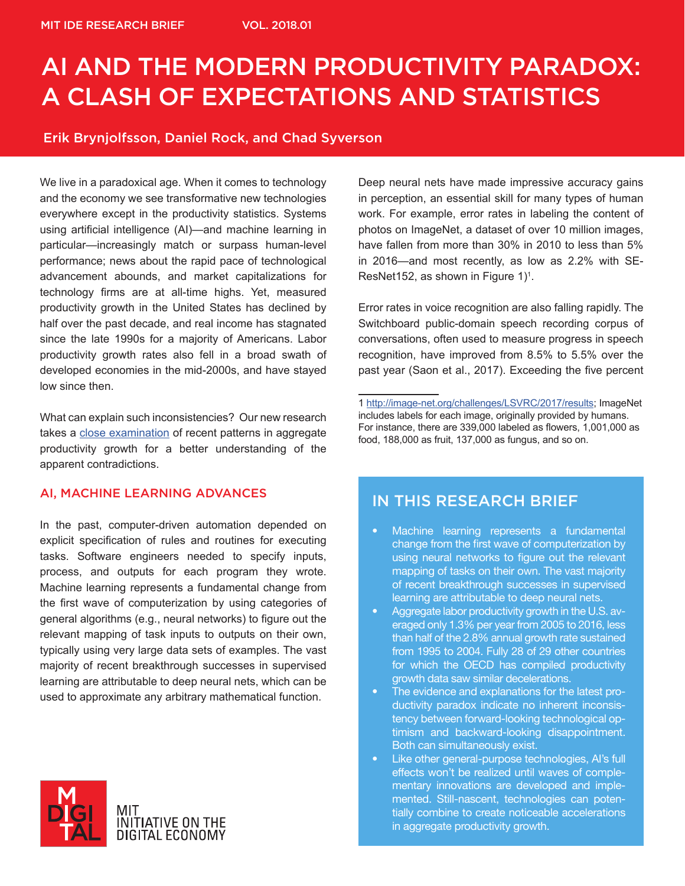MIT IDE RESEARCH BRIEF VOL. 2018.01

# AI AND THE MODERN PRODUCTIVITY PARADOX: A CLASH OF EXPECTATIONS AND STATISTICS

**Erik Brynjolfsson, Daniel Rock, and Chad Syverson**

We live in a paradoxical age. When it comes to technology and the economy we see transformative new technologies everywhere except in the productivity statistics. Systems using artificial intelligence (AI)—and machine learning in particular—increasingly match or surpass human-level performance; news about the rapid pace of technological advancement abounds, and market capitalizations for technology firms are at all-time highs. Yet, measured productivity growth in the United States has declined by half over the past decade, and real income has stagnated since the late 1990s for a majority of Americans. Labor productivity growth rates also fell in a broad swath of developed economies in the mid-2000s, and have stayed low since then.

What can explain such inconsistencies? Our new research takes a close examination of recent patterns in aggregate productivity growth for a better understanding of the apparent contradictions.

## AI, MACHINE LEARNING ADVANCES

In the past, computer-driven automation depended on explicit specification of rules and routines for executing tasks. Software engineers needed to specify inputs, process, and outputs for each program they wrote. Machine learning represents a fundamental change from the first wave of computerization by using categories of general algorithms (e.g., neural networks) to figure out the relevant mapping of task inputs to outputs on their own, typically using very large data sets of examples. The vast majority of recent breakthrough successes in supervised learning are attributable to deep neural nets, which can be used to approximate any arbitrary mathematical function.

Deep neural nets have made impressive accuracy gains in perception, an essential skill for many types of human work. For example, error rates in labeling the content of photos on ImageNet, a dataset of over 10 million images, have fallen from more than 30% in 2010 to less than 5% in 2016—and most recently, as low as 2.2% with SE-ResNet152, as shown in Figure 1)[1].

Error rates in voice recognition are also falling rapidly. The Switchboard public-domain speech recording corpus of conversations, often used to measure progress in speech recognition, have improved from 8.5% to 5.5% over the past year (Saon et al., 2017). Exceeding the five percent

1 http://image-net.org/challenges/LSVRC/2017/results; ImageNet includes labels for each image, originally provided by humans. For instance, there are 339,000 labeled as flowers, 1,001,000 as food, 188,000 as fruit, 137,000 as fungus, and so on.

## IN THIS RESEARCH BRIEF

- Machine learning represents a fundamental change from the first wave of computerization by using neural networks to figure out the relevant mapping of tasks on their own. The vast majority of recent breakthrough successes in supervised learning are attributable to deep neural nets.
- Aggregate labor productivity growth in the U.S. averaged only 1.3% per year from 2005 to 2016, less than half of the 2.8% annual growth rate sustained from 1995 to 2004. Fully 28 of 29 other countries for which the OECD has compiled productivity growth data saw similar decelerations.
- The evidence and explanations for the latest productivity paradox indicate no inherent inconsistency between forward-looking technological optimism and backward-looking disappointment. Both can simultaneously exist.
- Like other general-purpose technologies, AI's full effects won't be realized until waves of complementary innovations are developed and implemented. Still-nascent, technologies can potentially combine to create noticeable accelerations in aggregate productivity growth.

MIT INITIATIVE ON THE DIGITAL ECONOMY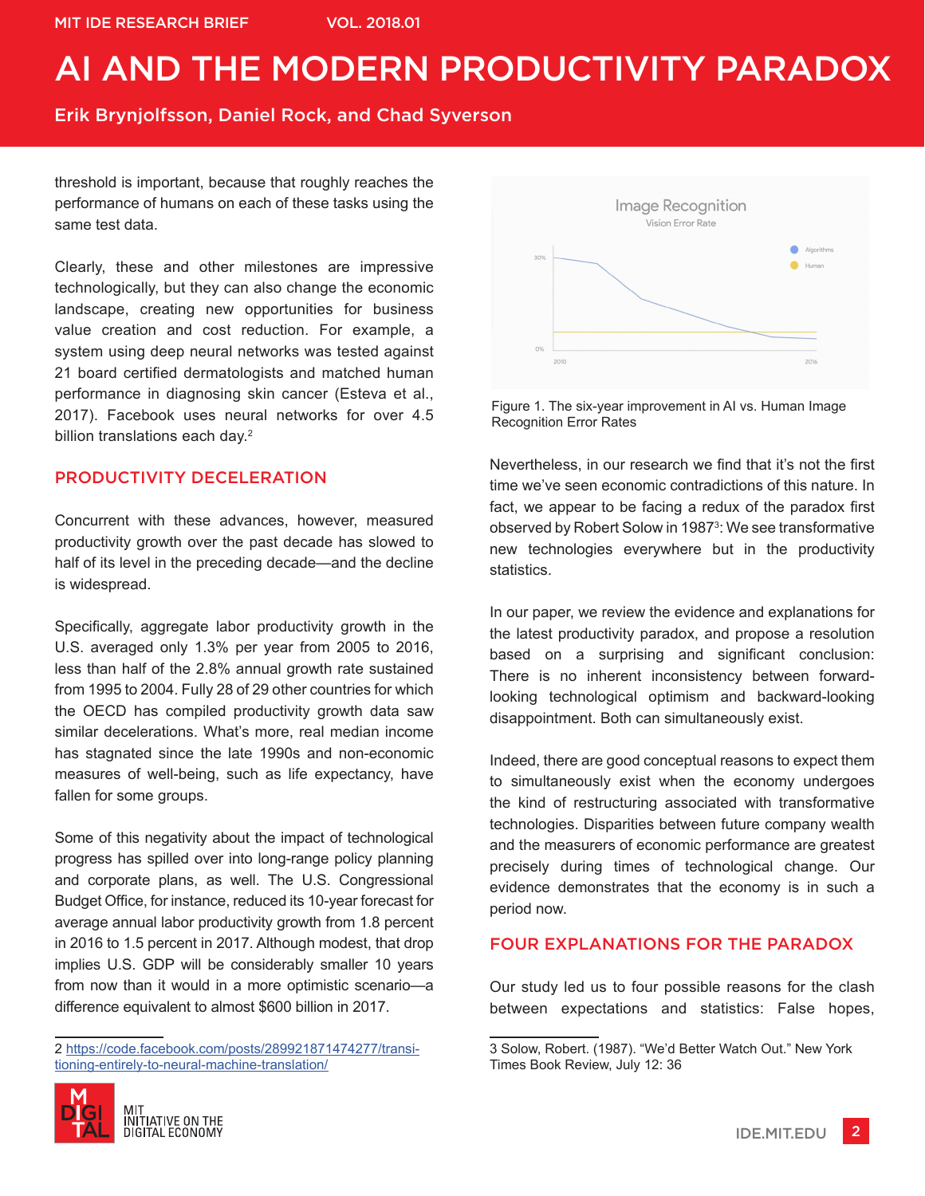threshold is important, because that roughly reaches the performance of humans on each of these tasks using the same test data.

Clearly, these and other milestones are impressive technologically, but they can also change the economic landscape, creating new opportunities for business value creation and cost reduction. For example, a system using deep neural networks was tested against 21 board certified dermatologists and matched human performance in diagnosing skin cancer (Esteva et al., 2017). Facebook uses neural networks for over 4.5 billion translations each day.[2]

## PRODUCTIVITY DECELERATION

Concurrent with these advances, however, measured productivity growth over the past decade has slowed to half of its level in the preceding decade—and the decline is widespread.

Specifically, aggregate labor productivity growth in the U.S. averaged only 1.3% per year from 2005 to 2016, less than half of the 2.8% annual growth rate sustained from 1995 to 2004. Fully 28 of 29 other countries for which the OECD has compiled productivity growth data saw similar decelerations. What's more, real median income has stagnated since the late 1990s and non-economic measures of well-being, such as life expectancy, have fallen for some groups.

Some of this negativity about the impact of technological progress has spilled over into long-range policy planning and corporate plans, as well. The U.S. Congressional Budget Office, for instance, reduced its 10-year forecast for average annual labor productivity growth from 1.8 percent in 2016 to 1.5 percent in 2017. Although modest, that drop implies U.S. GDP will be considerably smaller 10 years from now than it would in a more optimistic scenario—a difference equivalent to almost $600 billion in 2017.

2 https://code.facebook.com/posts/289921871474277/transitioning-entirely-to-neural-machine-translation/

Figure 1. The six-year improvement in AI vs. Human Image Recognition Error Rates

Nevertheless, in our research we find that it's not the first time we've seen economic contradictions of this nature. In fact, we appear to be facing a redux of the paradox first observed by Robert Solow in 1987[3]: We see transformative new technologies everywhere but in the productivity statistics.

In our paper, we review the evidence and explanations for the latest productivity paradox, and propose a resolution based on a surprising and significant conclusion: There is no inherent inconsistency between forward-looking technological optimism and backward-looking disappointment. Both can simultaneously exist.

Indeed, there are good conceptual reasons to expect them to simultaneously exist when the economy undergoes the kind of restructuring associated with transformative technologies. Disparities between future company wealth and the measurers of economic performance are greatest precisely during times of technological change. Our evidence demonstrates that the economy is in such a period now.

## FOUR EXPLANATIONS FOR THE PARADOX

Our study led us to four possible reasons for the clash between expectations and statistics: False hopes,

3 Solow, Robert. (1987). "We'd Better Watch Out." New York Times Book Review, July 12: 36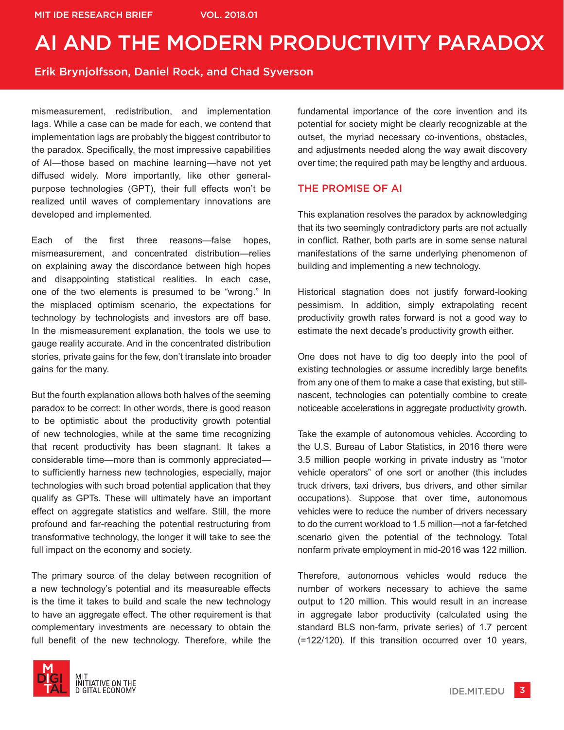mismeasurement, redistribution, and implementation lags. While a case can be made for each, we contend that implementation lags are probably the biggest contributor to the paradox. Specifically, the most impressive capabilities of AI—those based on machine learning—have not yet diffused widely. More importantly, like other general-purpose technologies (GPT), their full effects won't be realized until waves of complementary innovations are developed and implemented.

Each of the first three reasons—false hopes, mismeasurement, and concentrated distribution—relies on explaining away the discordance between high hopes and disappointing statistical realities. In each case, one of the two elements is presumed to be "wrong." In the misplaced optimism scenario, the expectations for technology by technologists and investors are off base. In the mismeasurement explanation, the tools we use to gauge reality accurate. And in the concentrated distribution stories, private gains for the few, don't translate into broader gains for the many.

But the fourth explanation allows both halves of the seeming paradox to be correct: In other words, there is good reason to be optimistic about the productivity growth potential of new technologies, while at the same time recognizing that recent productivity has been stagnant. It takes a considerable time—more than is commonly appreciated—to sufficiently harness new technologies, especially, major technologies with such broad potential application that they qualify as GPTs. These will ultimately have an important effect on aggregate statistics and welfare. Still, the more profound and far-reaching the potential restructuring from transformative technology, the longer it will take to see the full impact on the economy and society.

The primary source of the delay between recognition of a new technology's potential and its measureable effects is the time it takes to build and scale the new technology to have an aggregate effect. The other requirement is that complementary investments are necessary to obtain the full benefit of the new technology. Therefore, while the fundamental importance of the core invention and its potential for society might be clearly recognizable at the outset, the myriad necessary co-inventions, obstacles, and adjustments needed along the way await discovery over time; the required path may be lengthy and arduous.

## THE PROMISE OF AI

This explanation resolves the paradox by acknowledging that its two seemingly contradictory parts are not actually in conflict. Rather, both parts are in some sense natural manifestations of the same underlying phenomenon of building and implementing a new technology.

Historical stagnation does not justify forward-looking pessimism. In addition, simply extrapolating recent productivity growth rates forward is not a good way to estimate the next decade's productivity growth either.

One does not have to dig too deeply into the pool of existing technologies or assume incredibly large benefits from any one of them to make a case that existing, but still-nascent, technologies can potentially combine to create noticeable accelerations in aggregate productivity growth.

Take the example of autonomous vehicles. According to the U.S. Bureau of Labor Statistics, in 2016 there were 3.5 million people working in private industry as "motor vehicle operators" of one sort or another (this includes truck drivers, taxi drivers, bus drivers, and other similar occupations). Suppose that over time, autonomous vehicles were to reduce the number of drivers necessary to do the current workload to 1.5 million—not a far-fetched scenario given the potential of the technology. Total nonfarm private employment in mid-2016 was 122 million.

Therefore, autonomous vehicles would reduce the number of workers necessary to achieve the same output to 120 million. This would result in an increase in aggregate labor productivity (calculated using the standard BLS non-farm, private series) of 1.7 percent (=122/120). If this transition occurred over 10 years,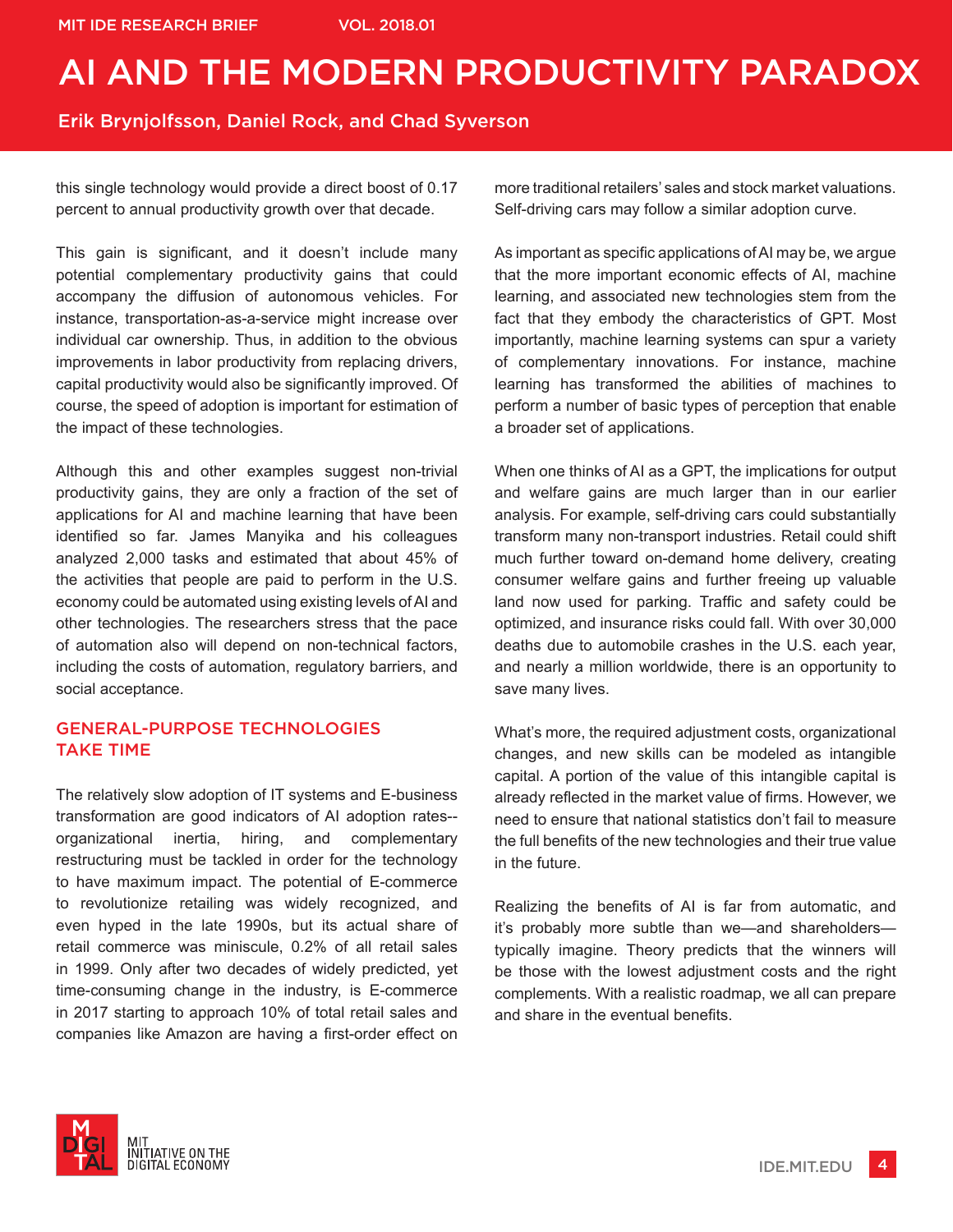this single technology would provide a direct boost of 0.17 percent to annual productivity growth over that decade.

This gain is significant, and it doesn't include many potential complementary productivity gains that could accompany the diffusion of autonomous vehicles. For instance, transportation-as-a-service might increase over individual car ownership. Thus, in addition to the obvious improvements in labor productivity from replacing drivers, capital productivity would also be significantly improved. Of course, the speed of adoption is important for estimation of the impact of these technologies.

Although this and other examples suggest non-trivial productivity gains, they are only a fraction of the set of applications for AI and machine learning that have been identified so far. James Manyika and his colleagues analyzed 2,000 tasks and estimated that about 45% of the activities that people are paid to perform in the U.S. economy could be automated using existing levels of AI and other technologies. The researchers stress that the pace of automation also will depend on non-technical factors, including the costs of automation, regulatory barriers, and social acceptance.

## GENERAL-PURPOSE TECHNOLOGIES TAKE TIME

The relatively slow adoption of IT systems and E-business transformation are good indicators of AI adoption rates--organizational inertia, hiring, and complementary restructuring must be tackled in order for the technology to have maximum impact. The potential of E-commerce to revolutionize retailing was widely recognized, and even hyped in the late 1990s, but its actual share of retail commerce was miniscule, 0.2% of all retail sales in 1999. Only after two decades of widely predicted, yet time-consuming change in the industry, is E-commerce in 2017 starting to approach 10% of total retail sales and companies like Amazon are having a first-order effect on more traditional retailers' sales and stock market valuations. Self-driving cars may follow a similar adoption curve.

As important as specific applications of AI may be, we argue that the more important economic effects of AI, machine learning, and associated new technologies stem from the fact that they embody the characteristics of GPT. Most importantly, machine learning systems can spur a variety of complementary innovations. For instance, machine learning has transformed the abilities of machines to perform a number of basic types of perception that enable a broader set of applications.

When one thinks of AI as a GPT, the implications for output and welfare gains are much larger than in our earlier analysis. For example, self-driving cars could substantially transform many non-transport industries. Retail could shift much further toward on-demand home delivery, creating consumer welfare gains and further freeing up valuable land now used for parking. Traffic and safety could be optimized, and insurance risks could fall. With over 30,000 deaths due to automobile crashes in the U.S. each year, and nearly a million worldwide, there is an opportunity to save many lives.

What's more, the required adjustment costs, organizational changes, and new skills can be modeled as intangible capital. A portion of the value of this intangible capital is already reflected in the market value of firms. However, we need to ensure that national statistics don't fail to measure the full benefits of the new technologies and their true value in the future.

Realizing the benefits of AI is far from automatic, and it's probably more subtle than we—and shareholders—typically imagine. Theory predicts that the winners will be those with the lowest adjustment costs and the right complements. With a realistic roadmap, we all can prepare and share in the eventual benefits.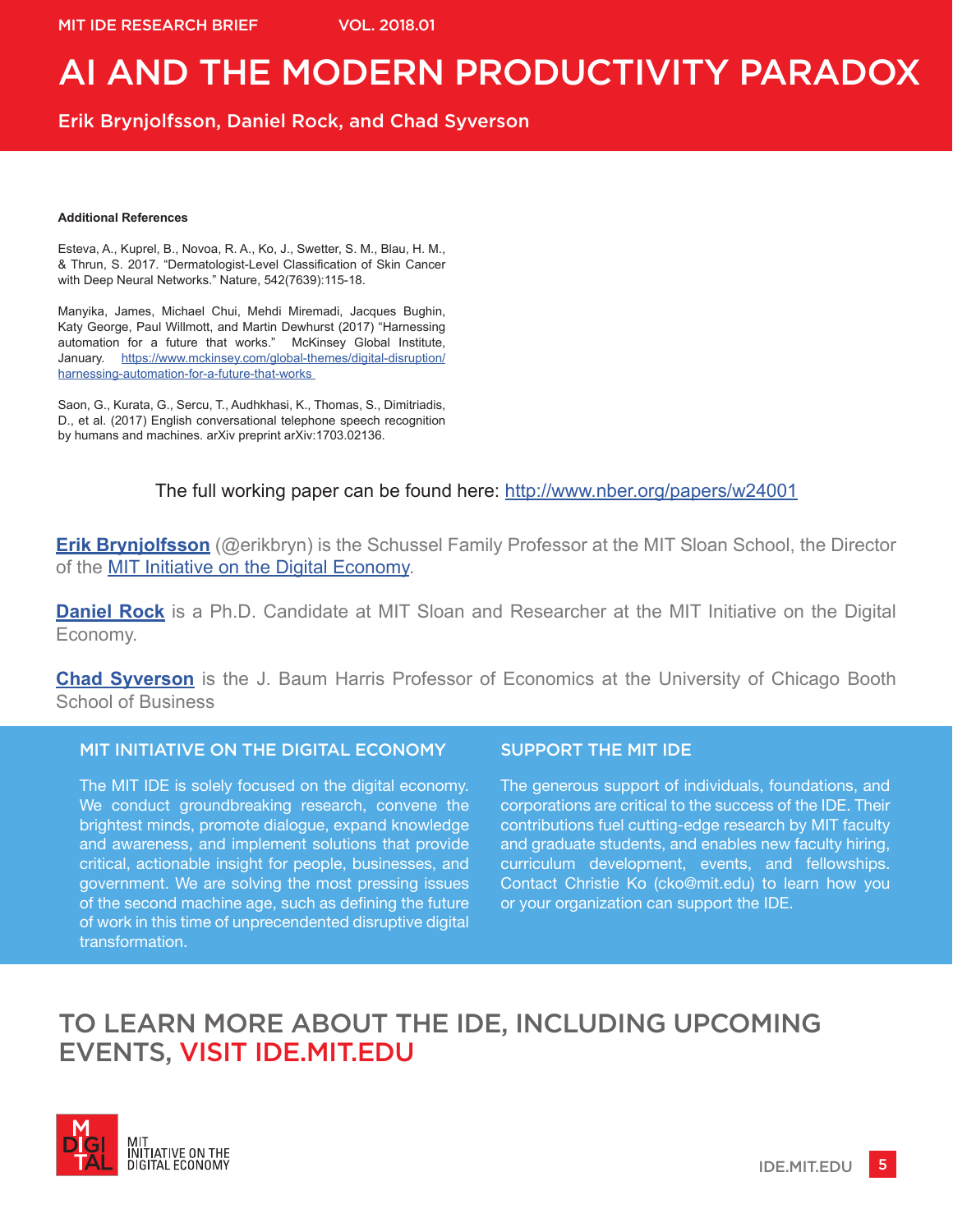**Additional References**

Esteva, A., Kuprel, B., Novoa, R. A., Ko, J., Swetter, S. M., Blau, H. M., & Thrun, S. 2017. "Dermatologist-Level Classification of Skin Cancer with Deep Neural Networks." Nature, 542(7639):115-18.

Manyika, James, Michael Chui, Mehdi Miremadi, Jacques Bughin, Katy George, Paul Willmott, and Martin Dewhurst (2017) "Harnessing automation for a future that works." McKinsey Global Institute, January. https://www.mckinsey.com/global-themes/digital-disruption/harnessing-automation-for-a-future-that-works

Saon, G., Kurata, G., Sercu, T., Audhkhasi, K., Thomas, S., Dimitriadis, D., et al. (2017) English conversational telephone speech recognition by humans and machines. arXiv preprint arXiv:1703.02136.

The full working paper can be found here: http://www.nber.org/papers/w24001

**Erik Brynjolfsson** (@erikbryn) is the Schussel Family Professor at the MIT Sloan School, the Director of the MIT Initiative on the Digital Economy.

**Daniel Rock** is a Ph.D. Candidate at MIT Sloan and Researcher at the MIT Initiative on the Digital Economy.

**Chad Syverson** is the J. Baum Harris Professor of Economics at the University of Chicago Booth School of Business

## MIT INITIATIVE ON THE DIGITAL ECONOMY

The MIT IDE is solely focused on the digital economy. We conduct groundbreaking research, convene the brightest minds, promote dialogue, expand knowledge and awareness, and implement solutions that provide critical, actionable insight for people, businesses, and government. We are solving the most pressing issues of the second machine age, such as defining the future of work in this time of unprecendented disruptive digital transformation.

## SUPPORT THE MIT IDE

The generous support of individuals, foundations, and corporations are critical to the success of the IDE. Their contributions fuel cutting-edge research by MIT faculty and graduate students, and enables new faculty hiring, curriculum development, events, and fellowships. Contact Christie Ko (cko@mit.edu) to learn how you or your organization can support the IDE.

## TO LEARN MORE ABOUT THE IDE, INCLUDING UPCOMING EVENTS, VISIT IDE.MIT.EDU

MIT INITIATIVE ON THE DIGITAL ECONOMY